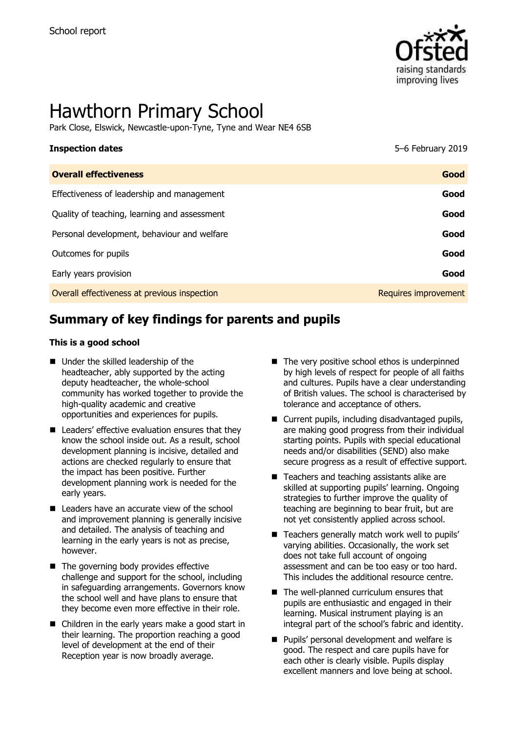School report

# Hawthorn Primary School

Park Close, Elswick, Newcastle-upon-Tyne, Tyne and Wear NE4 6SB

| **Inspection dates** | 5–6 February 2019 |
| --- | --- |
| **Overall effectiveness** | **Good** |
| Effectiveness of leadership and management | **Good** |
| Quality of teaching, learning and assessment | **Good** |
| Personal development, behaviour and welfare | **Good** |
| Outcomes for pupils | **Good** |
| Early years provision | **Good** |
| Overall effectiveness at previous inspection | Requires improvement |

## Summary of key findings for parents and pupils

### This is a good school

- Under the skilled leadership of the headteacher, ably supported by the acting deputy headteacher, the whole-school community has worked together to provide the high-quality academic and creative opportunities and experiences for pupils.
- Leaders' effective evaluation ensures that they know the school inside out. As a result, school development planning is incisive, detailed and actions are checked regularly to ensure that the impact has been positive. Further development planning work is needed for the early years.
- Leaders have an accurate view of the school and improvement planning is generally incisive and detailed. The analysis of teaching and learning in the early years is not as precise, however.
- The governing body provides effective challenge and support for the school, including in safeguarding arrangements. Governors know the school well and have plans to ensure that they become even more effective in their role.
- Children in the early years make a good start in their learning. The proportion reaching a good level of development at the end of their Reception year is now broadly average.
- The very positive school ethos is underpinned by high levels of respect for people of all faiths and cultures. Pupils have a clear understanding of British values. The school is characterised by tolerance and acceptance of others.
- Current pupils, including disadvantaged pupils, are making good progress from their individual starting points. Pupils with special educational needs and/or disabilities (SEND) also make secure progress as a result of effective support.
- Teachers and teaching assistants alike are skilled at supporting pupils' learning. Ongoing strategies to further improve the quality of teaching are beginning to bear fruit, but are not yet consistently applied across school.
- Teachers generally match work well to pupils' varying abilities. Occasionally, the work set does not take full account of ongoing assessment and can be too easy or too hard. This includes the additional resource centre.
- The well-planned curriculum ensures that pupils are enthusiastic and engaged in their learning. Musical instrument playing is an integral part of the school's fabric and identity.
- Pupils' personal development and welfare is good. The respect and care pupils have for each other is clearly visible. Pupils display excellent manners and love being at school.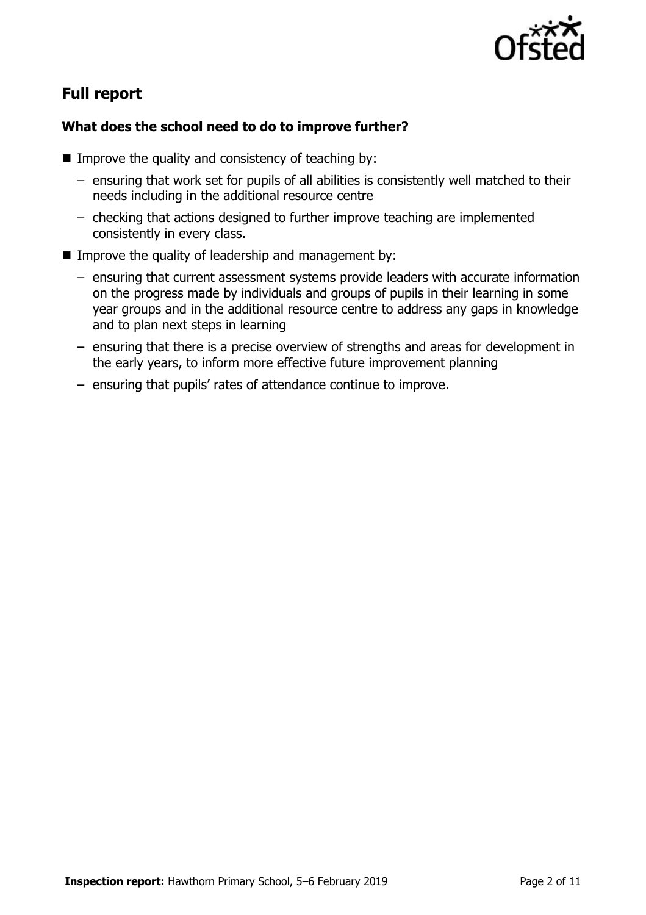## Full report

### What does the school need to do to improve further?

- Improve the quality and consistency of teaching by:
  - ensuring that work set for pupils of all abilities is consistently well matched to their needs including in the additional resource centre
  - checking that actions designed to further improve teaching are implemented consistently in every class.
- Improve the quality of leadership and management by:
  - ensuring that current assessment systems provide leaders with accurate information on the progress made by individuals and groups of pupils in their learning in some year groups and in the additional resource centre to address any gaps in knowledge and to plan next steps in learning
  - ensuring that there is a precise overview of strengths and areas for development in the early years, to inform more effective future improvement planning
  - ensuring that pupils' rates of attendance continue to improve.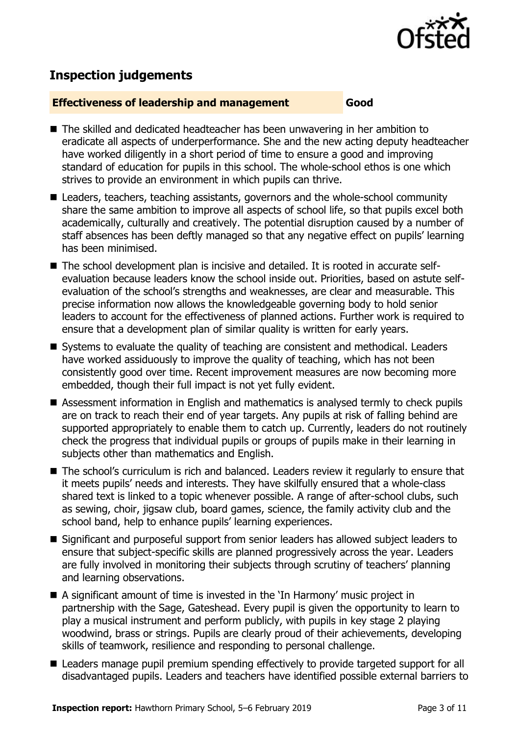## Inspection judgements

| Effectiveness of leadership and management | Good |
| --- | --- |

- The skilled and dedicated headteacher has been unwavering in her ambition to eradicate all aspects of underperformance. She and the new acting deputy headteacher have worked diligently in a short period of time to ensure a good and improving standard of education for pupils in this school. The whole-school ethos is one which strives to provide an environment in which pupils can thrive.
- Leaders, teachers, teaching assistants, governors and the whole-school community share the same ambition to improve all aspects of school life, so that pupils excel both academically, culturally and creatively. The potential disruption caused by a number of staff absences has been deftly managed so that any negative effect on pupils' learning has been minimised.
- The school development plan is incisive and detailed. It is rooted in accurate self-evaluation because leaders know the school inside out. Priorities, based on astute self-evaluation of the school's strengths and weaknesses, are clear and measurable. This precise information now allows the knowledgeable governing body to hold senior leaders to account for the effectiveness of planned actions. Further work is required to ensure that a development plan of similar quality is written for early years.
- Systems to evaluate the quality of teaching are consistent and methodical. Leaders have worked assiduously to improve the quality of teaching, which has not been consistently good over time. Recent improvement measures are now becoming more embedded, though their full impact is not yet fully evident.
- Assessment information in English and mathematics is analysed termly to check pupils are on track to reach their end of year targets. Any pupils at risk of falling behind are supported appropriately to enable them to catch up. Currently, leaders do not routinely check the progress that individual pupils or groups of pupils make in their learning in subjects other than mathematics and English.
- The school's curriculum is rich and balanced. Leaders review it regularly to ensure that it meets pupils' needs and interests. They have skilfully ensured that a whole-class shared text is linked to a topic whenever possible. A range of after-school clubs, such as sewing, choir, jigsaw club, board games, science, the family activity club and the school band, help to enhance pupils' learning experiences.
- Significant and purposeful support from senior leaders has allowed subject leaders to ensure that subject-specific skills are planned progressively across the year. Leaders are fully involved in monitoring their subjects through scrutiny of teachers' planning and learning observations.
- A significant amount of time is invested in the 'In Harmony' music project in partnership with the Sage, Gateshead. Every pupil is given the opportunity to learn to play a musical instrument and perform publicly, with pupils in key stage 2 playing woodwind, brass or strings. Pupils are clearly proud of their achievements, developing skills of teamwork, resilience and responding to personal challenge.
- Leaders manage pupil premium spending effectively to provide targeted support for all disadvantaged pupils. Leaders and teachers have identified possible external barriers to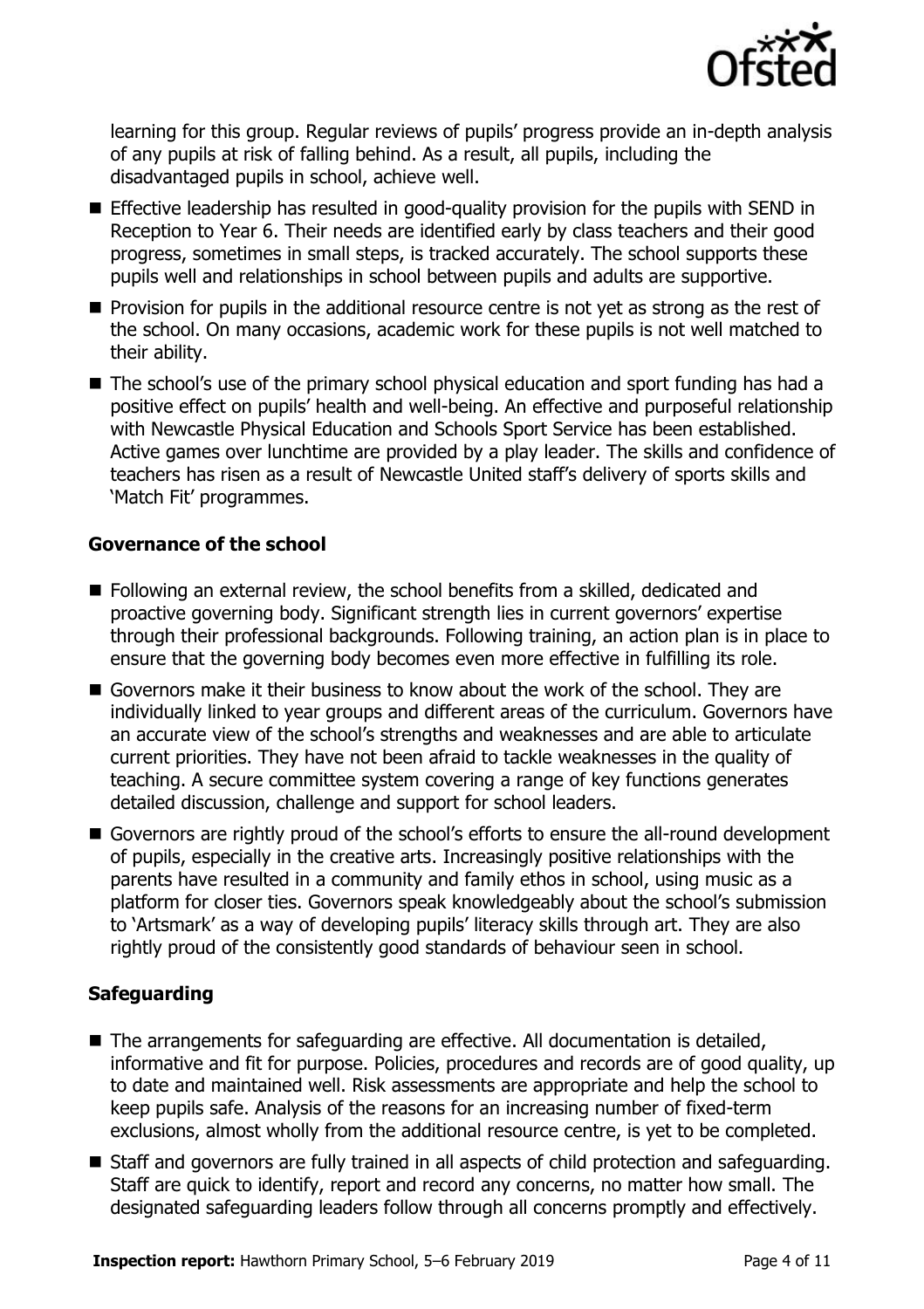learning for this group. Regular reviews of pupils' progress provide an in-depth analysis of any pupils at risk of falling behind. As a result, all pupils, including the disadvantaged pupils in school, achieve well.

- Effective leadership has resulted in good-quality provision for the pupils with SEND in Reception to Year 6. Their needs are identified early by class teachers and their good progress, sometimes in small steps, is tracked accurately. The school supports these pupils well and relationships in school between pupils and adults are supportive.
- Provision for pupils in the additional resource centre is not yet as strong as the rest of the school. On many occasions, academic work for these pupils is not well matched to their ability.
- The school's use of the primary school physical education and sport funding has had a positive effect on pupils' health and well-being. An effective and purposeful relationship with Newcastle Physical Education and Schools Sport Service has been established. Active games over lunchtime are provided by a play leader. The skills and confidence of teachers has risen as a result of Newcastle United staff's delivery of sports skills and 'Match Fit' programmes.

### Governance of the school

- Following an external review, the school benefits from a skilled, dedicated and proactive governing body. Significant strength lies in current governors' expertise through their professional backgrounds. Following training, an action plan is in place to ensure that the governing body becomes even more effective in fulfilling its role.
- Governors make it their business to know about the work of the school. They are individually linked to year groups and different areas of the curriculum. Governors have an accurate view of the school's strengths and weaknesses and are able to articulate current priorities. They have not been afraid to tackle weaknesses in the quality of teaching. A secure committee system covering a range of key functions generates detailed discussion, challenge and support for school leaders.
- Governors are rightly proud of the school's efforts to ensure the all-round development of pupils, especially in the creative arts. Increasingly positive relationships with the parents have resulted in a community and family ethos in school, using music as a platform for closer ties. Governors speak knowledgeably about the school's submission to 'Artsmark' as a way of developing pupils' literacy skills through art. They are also rightly proud of the consistently good standards of behaviour seen in school.

### Safeguarding

- The arrangements for safeguarding are effective. All documentation is detailed, informative and fit for purpose. Policies, procedures and records are of good quality, up to date and maintained well. Risk assessments are appropriate and help the school to keep pupils safe. Analysis of the reasons for an increasing number of fixed-term exclusions, almost wholly from the additional resource centre, is yet to be completed.
- Staff and governors are fully trained in all aspects of child protection and safeguarding. Staff are quick to identify, report and record any concerns, no matter how small. The designated safeguarding leaders follow through all concerns promptly and effectively.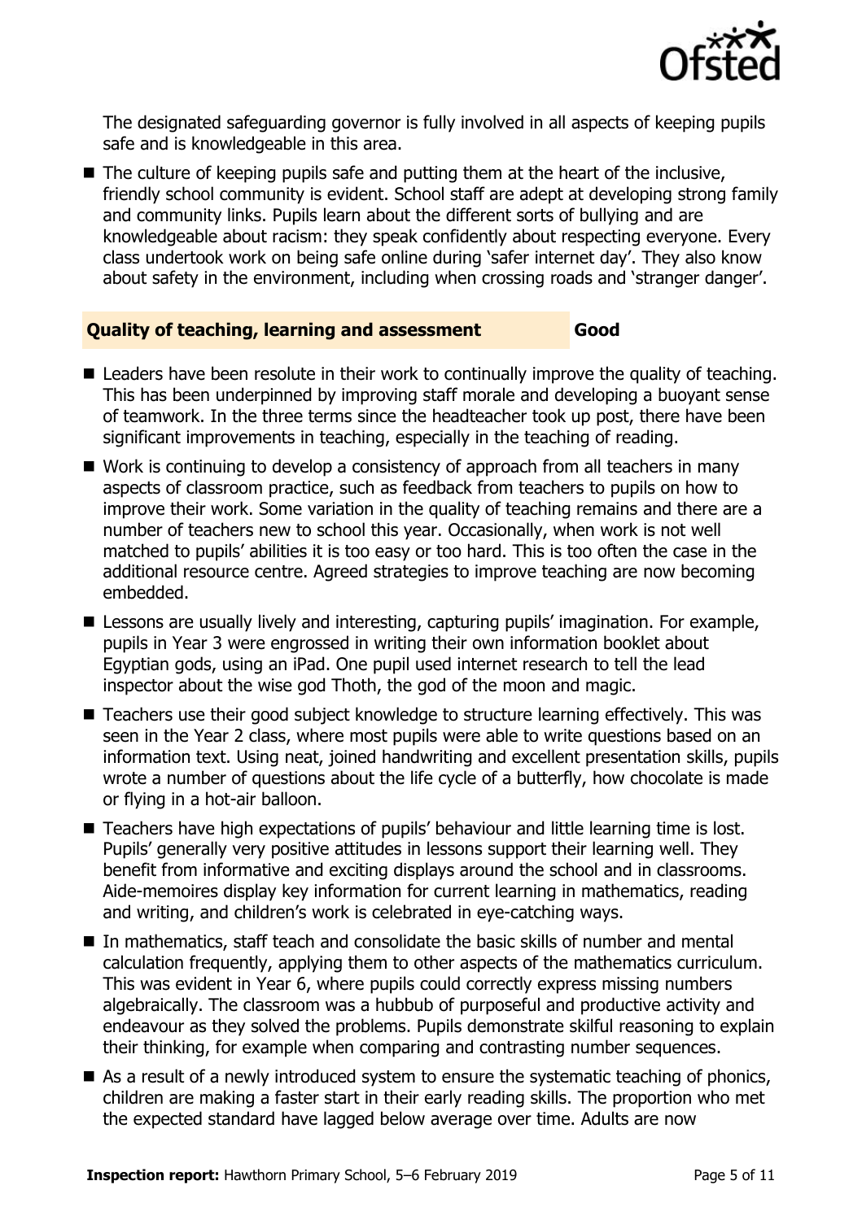The designated safeguarding governor is fully involved in all aspects of keeping pupils safe and is knowledgeable in this area.

- The culture of keeping pupils safe and putting them at the heart of the inclusive, friendly school community is evident. School staff are adept at developing strong family and community links. Pupils learn about the different sorts of bullying and are knowledgeable about racism: they speak confidently about respecting everyone. Every class undertook work on being safe online during 'safer internet day'. They also know about safety in the environment, including when crossing roads and 'stranger danger'.

## Quality of teaching, learning and assessment — Good

- Leaders have been resolute in their work to continually improve the quality of teaching. This has been underpinned by improving staff morale and developing a buoyant sense of teamwork. In the three terms since the headteacher took up post, there have been significant improvements in teaching, especially in the teaching of reading.
- Work is continuing to develop a consistency of approach from all teachers in many aspects of classroom practice, such as feedback from teachers to pupils on how to improve their work. Some variation in the quality of teaching remains and there are a number of teachers new to school this year. Occasionally, when work is not well matched to pupils' abilities it is too easy or too hard. This is too often the case in the additional resource centre. Agreed strategies to improve teaching are now becoming embedded.
- Lessons are usually lively and interesting, capturing pupils' imagination. For example, pupils in Year 3 were engrossed in writing their own information booklet about Egyptian gods, using an iPad. One pupil used internet research to tell the lead inspector about the wise god Thoth, the god of the moon and magic.
- Teachers use their good subject knowledge to structure learning effectively. This was seen in the Year 2 class, where most pupils were able to write questions based on an information text. Using neat, joined handwriting and excellent presentation skills, pupils wrote a number of questions about the life cycle of a butterfly, how chocolate is made or flying in a hot-air balloon.
- Teachers have high expectations of pupils' behaviour and little learning time is lost. Pupils' generally very positive attitudes in lessons support their learning well. They benefit from informative and exciting displays around the school and in classrooms. Aide-memoires display key information for current learning in mathematics, reading and writing, and children's work is celebrated in eye-catching ways.
- In mathematics, staff teach and consolidate the basic skills of number and mental calculation frequently, applying them to other aspects of the mathematics curriculum. This was evident in Year 6, where pupils could correctly express missing numbers algebraically. The classroom was a hubbub of purposeful and productive activity and endeavour as they solved the problems. Pupils demonstrate skilful reasoning to explain their thinking, for example when comparing and contrasting number sequences.
- As a result of a newly introduced system to ensure the systematic teaching of phonics, children are making a faster start in their early reading skills. The proportion who met the expected standard have lagged below average over time. Adults are now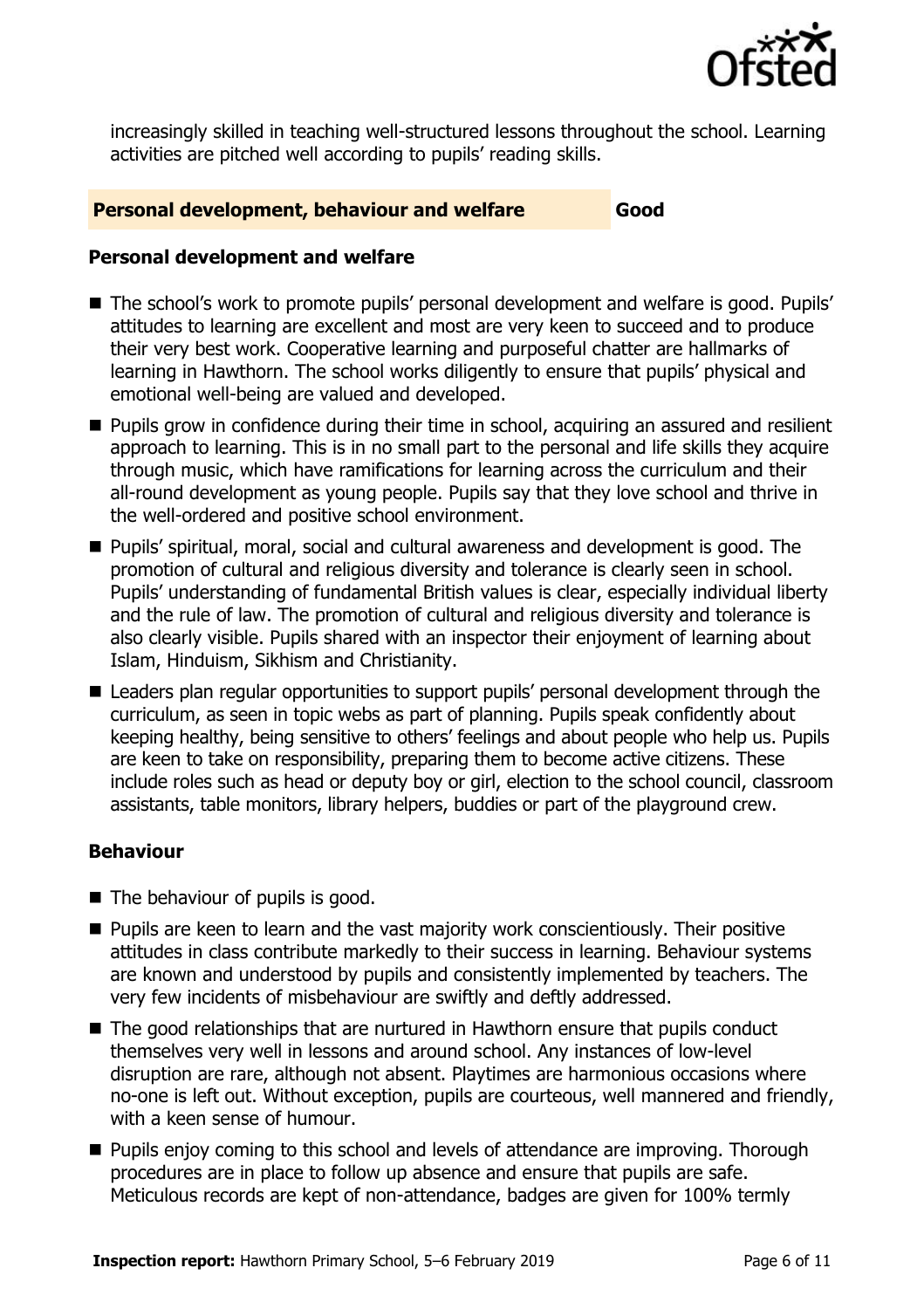increasingly skilled in teaching well-structured lessons throughout the school. Learning activities are pitched well according to pupils' reading skills.

## Personal development, behaviour and welfare — Good

### Personal development and welfare

- The school's work to promote pupils' personal development and welfare is good. Pupils' attitudes to learning are excellent and most are very keen to succeed and to produce their very best work. Cooperative learning and purposeful chatter are hallmarks of learning in Hawthorn. The school works diligently to ensure that pupils' physical and emotional well-being are valued and developed.
- Pupils grow in confidence during their time in school, acquiring an assured and resilient approach to learning. This is in no small part to the personal and life skills they acquire through music, which have ramifications for learning across the curriculum and their all-round development as young people. Pupils say that they love school and thrive in the well-ordered and positive school environment.
- Pupils' spiritual, moral, social and cultural awareness and development is good. The promotion of cultural and religious diversity and tolerance is clearly seen in school. Pupils' understanding of fundamental British values is clear, especially individual liberty and the rule of law. The promotion of cultural and religious diversity and tolerance is also clearly visible. Pupils shared with an inspector their enjoyment of learning about Islam, Hinduism, Sikhism and Christianity.
- Leaders plan regular opportunities to support pupils' personal development through the curriculum, as seen in topic webs as part of planning. Pupils speak confidently about keeping healthy, being sensitive to others' feelings and about people who help us. Pupils are keen to take on responsibility, preparing them to become active citizens. These include roles such as head or deputy boy or girl, election to the school council, classroom assistants, table monitors, library helpers, buddies or part of the playground crew.

### Behaviour

- The behaviour of pupils is good.
- Pupils are keen to learn and the vast majority work conscientiously. Their positive attitudes in class contribute markedly to their success in learning. Behaviour systems are known and understood by pupils and consistently implemented by teachers. The very few incidents of misbehaviour are swiftly and deftly addressed.
- The good relationships that are nurtured in Hawthorn ensure that pupils conduct themselves very well in lessons and around school. Any instances of low-level disruption are rare, although not absent. Playtimes are harmonious occasions where no-one is left out. Without exception, pupils are courteous, well mannered and friendly, with a keen sense of humour.
- Pupils enjoy coming to this school and levels of attendance are improving. Thorough procedures are in place to follow up absence and ensure that pupils are safe. Meticulous records are kept of non-attendance, badges are given for 100% termly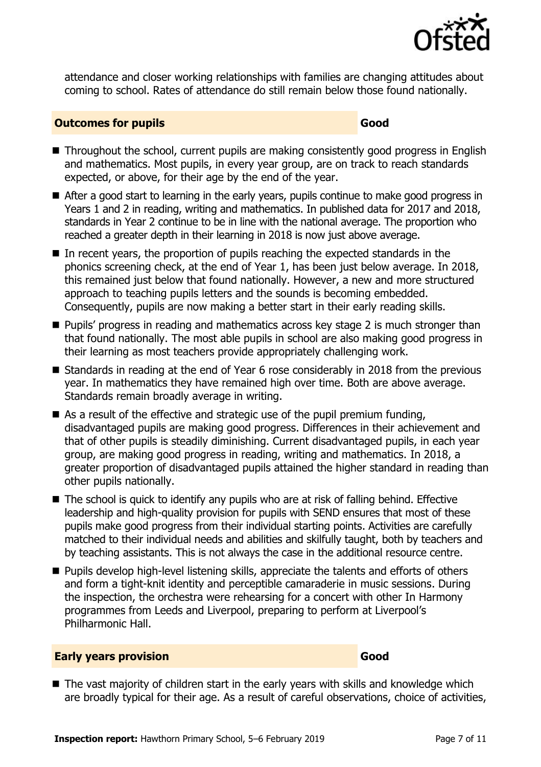attendance and closer working relationships with families are changing attitudes about coming to school. Rates of attendance do still remain below those found nationally.

## Outcomes for pupils — Good

- Throughout the school, current pupils are making consistently good progress in English and mathematics. Most pupils, in every year group, are on track to reach standards expected, or above, for their age by the end of the year.
- After a good start to learning in the early years, pupils continue to make good progress in Years 1 and 2 in reading, writing and mathematics. In published data for 2017 and 2018, standards in Year 2 continue to be in line with the national average. The proportion who reached a greater depth in their learning in 2018 is now just above average.
- In recent years, the proportion of pupils reaching the expected standards in the phonics screening check, at the end of Year 1, has been just below average. In 2018, this remained just below that found nationally. However, a new and more structured approach to teaching pupils letters and the sounds is becoming embedded. Consequently, pupils are now making a better start in their early reading skills.
- Pupils' progress in reading and mathematics across key stage 2 is much stronger than that found nationally. The most able pupils in school are also making good progress in their learning as most teachers provide appropriately challenging work.
- Standards in reading at the end of Year 6 rose considerably in 2018 from the previous year. In mathematics they have remained high over time. Both are above average. Standards remain broadly average in writing.
- As a result of the effective and strategic use of the pupil premium funding, disadvantaged pupils are making good progress. Differences in their achievement and that of other pupils is steadily diminishing. Current disadvantaged pupils, in each year group, are making good progress in reading, writing and mathematics. In 2018, a greater proportion of disadvantaged pupils attained the higher standard in reading than other pupils nationally.
- The school is quick to identify any pupils who are at risk of falling behind. Effective leadership and high-quality provision for pupils with SEND ensures that most of these pupils make good progress from their individual starting points. Activities are carefully matched to their individual needs and abilities and skilfully taught, both by teachers and by teaching assistants. This is not always the case in the additional resource centre.
- Pupils develop high-level listening skills, appreciate the talents and efforts of others and form a tight-knit identity and perceptible camaraderie in music sessions. During the inspection, the orchestra were rehearsing for a concert with other In Harmony programmes from Leeds and Liverpool, preparing to perform at Liverpool's Philharmonic Hall.

## Early years provision — Good

- The vast majority of children start in the early years with skills and knowledge which are broadly typical for their age. As a result of careful observations, choice of activities,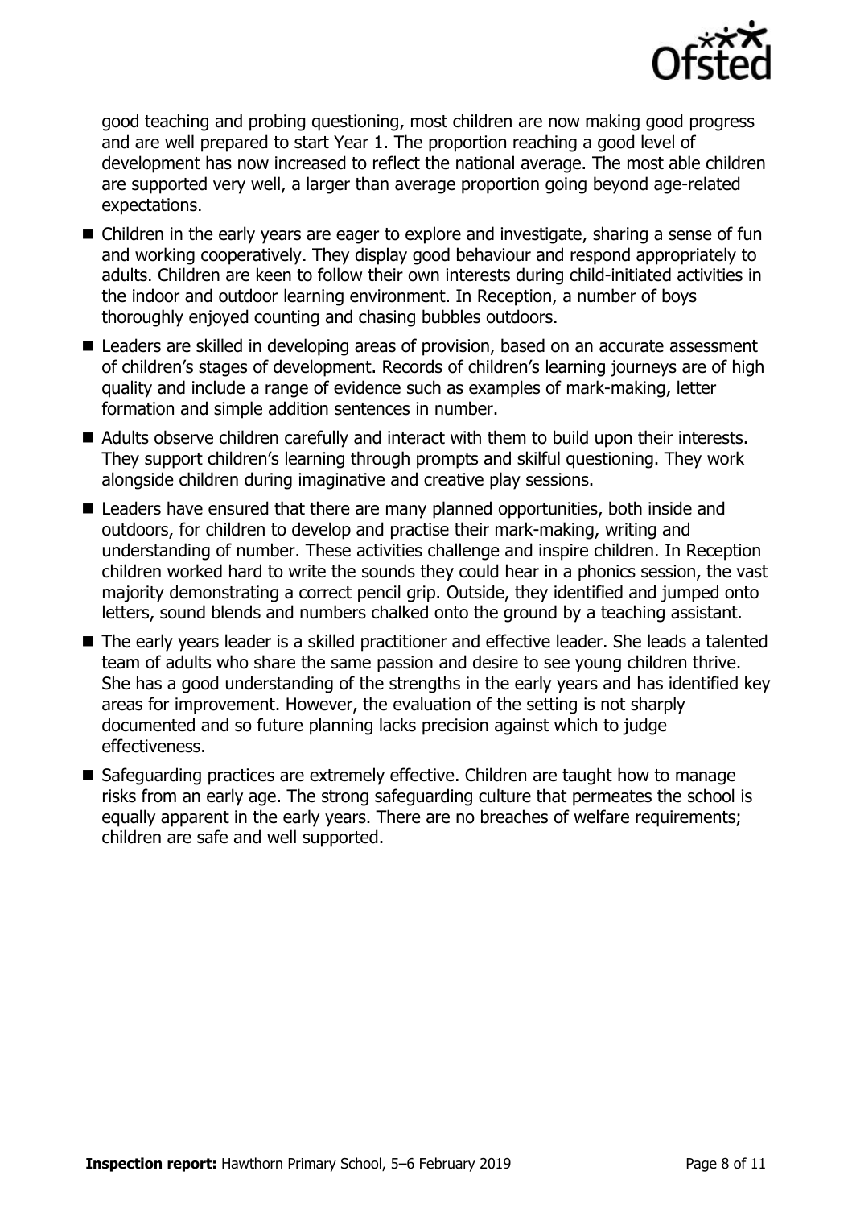good teaching and probing questioning, most children are now making good progress and are well prepared to start Year 1. The proportion reaching a good level of development has now increased to reflect the national average. The most able children are supported very well, a larger than average proportion going beyond age-related expectations.

- Children in the early years are eager to explore and investigate, sharing a sense of fun and working cooperatively. They display good behaviour and respond appropriately to adults. Children are keen to follow their own interests during child-initiated activities in the indoor and outdoor learning environment. In Reception, a number of boys thoroughly enjoyed counting and chasing bubbles outdoors.
- Leaders are skilled in developing areas of provision, based on an accurate assessment of children's stages of development. Records of children's learning journeys are of high quality and include a range of evidence such as examples of mark-making, letter formation and simple addition sentences in number.
- Adults observe children carefully and interact with them to build upon their interests. They support children's learning through prompts and skilful questioning. They work alongside children during imaginative and creative play sessions.
- Leaders have ensured that there are many planned opportunities, both inside and outdoors, for children to develop and practise their mark-making, writing and understanding of number. These activities challenge and inspire children. In Reception children worked hard to write the sounds they could hear in a phonics session, the vast majority demonstrating a correct pencil grip. Outside, they identified and jumped onto letters, sound blends and numbers chalked onto the ground by a teaching assistant.
- The early years leader is a skilled practitioner and effective leader. She leads a talented team of adults who share the same passion and desire to see young children thrive. She has a good understanding of the strengths in the early years and has identified key areas for improvement. However, the evaluation of the setting is not sharply documented and so future planning lacks precision against which to judge effectiveness.
- Safeguarding practices are extremely effective. Children are taught how to manage risks from an early age. The strong safeguarding culture that permeates the school is equally apparent in the early years. There are no breaches of welfare requirements; children are safe and well supported.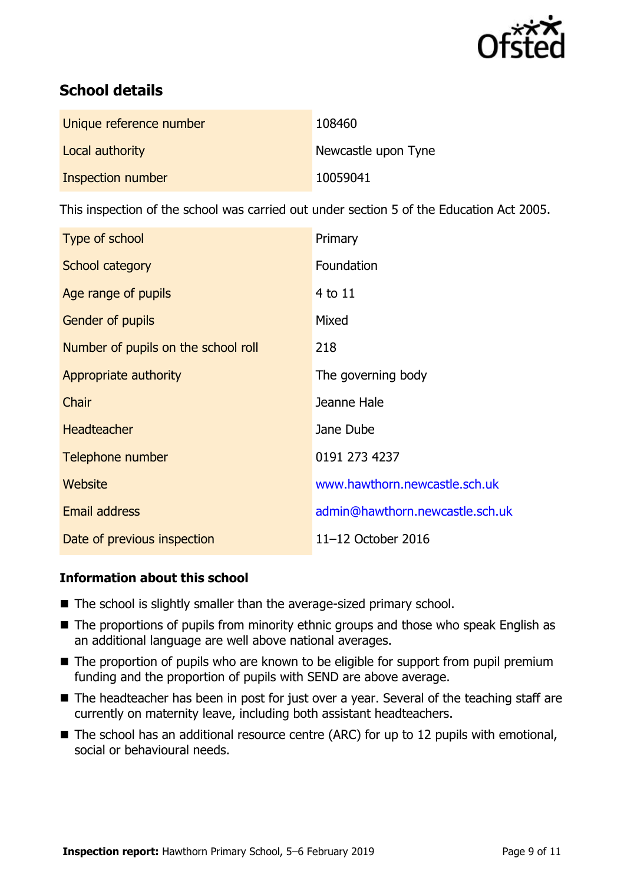## School details

| | |
|---|---|
| Unique reference number | 108460 |
| Local authority | Newcastle upon Tyne |
| Inspection number | 10059041 |

This inspection of the school was carried out under section 5 of the Education Act 2005.

| | |
|---|---|
| Type of school | Primary |
| School category | Foundation |
| Age range of pupils | 4 to 11 |
| Gender of pupils | Mixed |
| Number of pupils on the school roll | 218 |
| Appropriate authority | The governing body |
| Chair | Jeanne Hale |
| Headteacher | Jane Dube |
| Telephone number | 0191 273 4237 |
| Website | www.hawthorn.newcastle.sch.uk |
| Email address | admin@hawthorn.newcastle.sch.uk |
| Date of previous inspection | 11–12 October 2016 |

### Information about this school

- The school is slightly smaller than the average-sized primary school.
- The proportions of pupils from minority ethnic groups and those who speak English as an additional language are well above national averages.
- The proportion of pupils who are known to be eligible for support from pupil premium funding and the proportion of pupils with SEND are above average.
- The headteacher has been in post for just over a year. Several of the teaching staff are currently on maternity leave, including both assistant headteachers.
- The school has an additional resource centre (ARC) for up to 12 pupils with emotional, social or behavioural needs.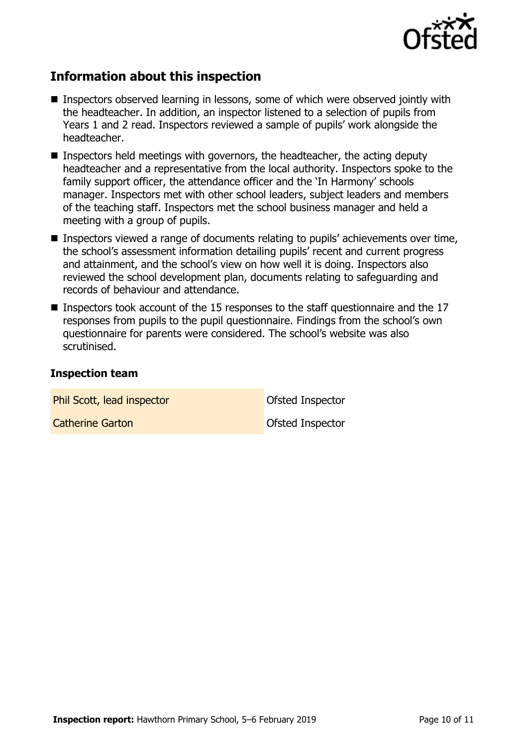## Information about this inspection

- Inspectors observed learning in lessons, some of which were observed jointly with the headteacher. In addition, an inspector listened to a selection of pupils from Years 1 and 2 read. Inspectors reviewed a sample of pupils' work alongside the headteacher.
- Inspectors held meetings with governors, the headteacher, the acting deputy headteacher and a representative from the local authority. Inspectors spoke to the family support officer, the attendance officer and the 'In Harmony' schools manager. Inspectors met with other school leaders, subject leaders and members of the teaching staff. Inspectors met the school business manager and held a meeting with a group of pupils.
- Inspectors viewed a range of documents relating to pupils' achievements over time, the school's assessment information detailing pupils' recent and current progress and attainment, and the school's view on how well it is doing. Inspectors also reviewed the school development plan, documents relating to safeguarding and records of behaviour and attendance.
- Inspectors took account of the 15 responses to the staff questionnaire and the 17 responses from pupils to the pupil questionnaire. Findings from the school's own questionnaire for parents were considered. The school's website was also scrutinised.

### Inspection team

| | |
|---|---|
| Phil Scott, lead inspector | Ofsted Inspector |
| Catherine Garton | Ofsted Inspector |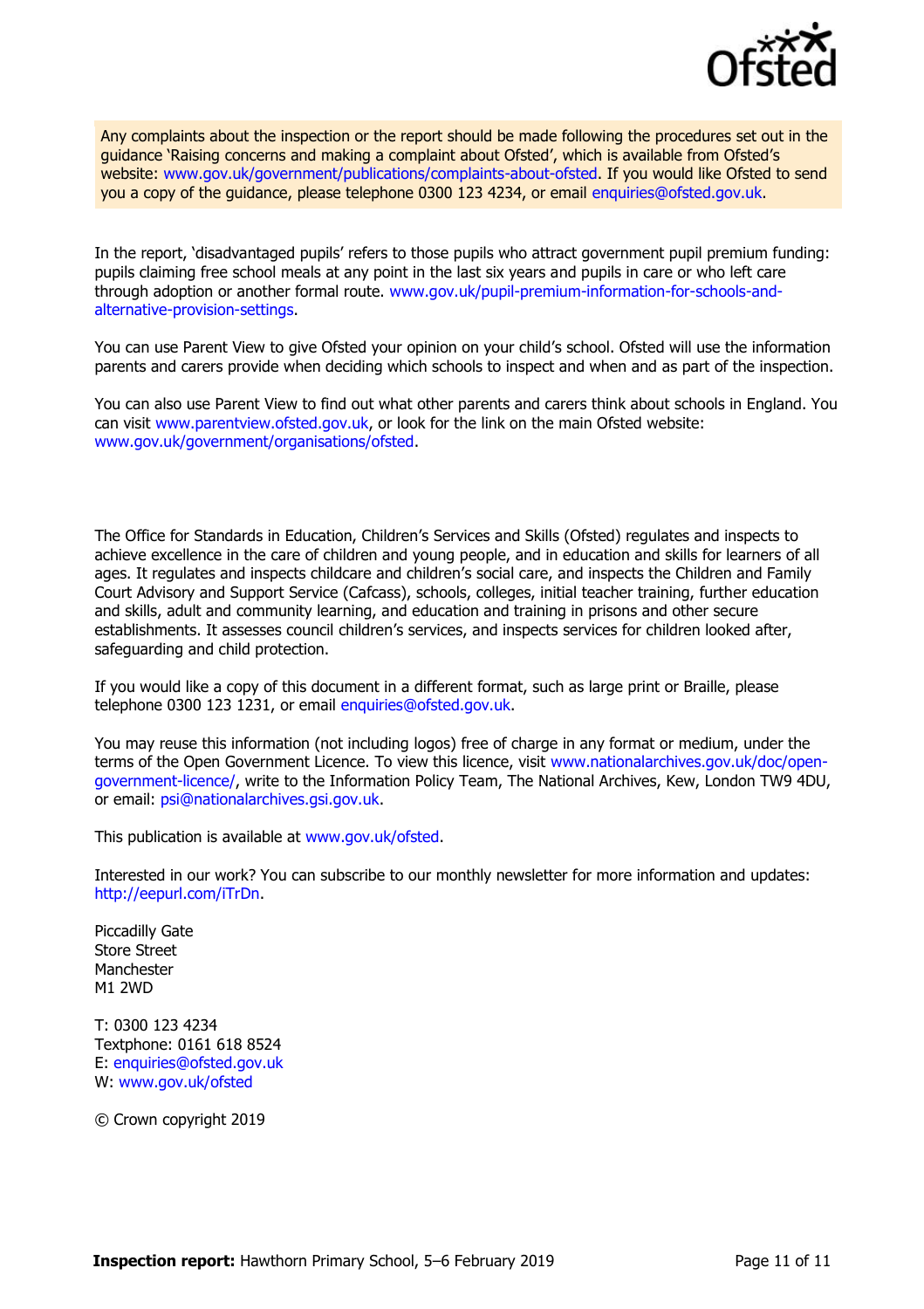Any complaints about the inspection or the report should be made following the procedures set out in the guidance 'Raising concerns and making a complaint about Ofsted', which is available from Ofsted's website: www.gov.uk/government/publications/complaints-about-ofsted. If you would like Ofsted to send you a copy of the guidance, please telephone 0300 123 4234, or email enquiries@ofsted.gov.uk.

In the report, 'disadvantaged pupils' refers to those pupils who attract government pupil premium funding: pupils claiming free school meals at any point in the last six years and pupils in care or who left care through adoption or another formal route. www.gov.uk/pupil-premium-information-for-schools-and-alternative-provision-settings.

You can use Parent View to give Ofsted your opinion on your child's school. Ofsted will use the information parents and carers provide when deciding which schools to inspect and when and as part of the inspection.

You can also use Parent View to find out what other parents and carers think about schools in England. You can visit www.parentview.ofsted.gov.uk, or look for the link on the main Ofsted website: www.gov.uk/government/organisations/ofsted.

The Office for Standards in Education, Children's Services and Skills (Ofsted) regulates and inspects to achieve excellence in the care of children and young people, and in education and skills for learners of all ages. It regulates and inspects childcare and children's social care, and inspects the Children and Family Court Advisory and Support Service (Cafcass), schools, colleges, initial teacher training, further education and skills, adult and community learning, and education and training in prisons and other secure establishments. It assesses council children's services, and inspects services for children looked after, safeguarding and child protection.

If you would like a copy of this document in a different format, such as large print or Braille, please telephone 0300 123 1231, or email enquiries@ofsted.gov.uk.

You may reuse this information (not including logos) free of charge in any format or medium, under the terms of the Open Government Licence. To view this licence, visit www.nationalarchives.gov.uk/doc/open-government-licence/, write to the Information Policy Team, The National Archives, Kew, London TW9 4DU, or email: psi@nationalarchives.gsi.gov.uk.

This publication is available at www.gov.uk/ofsted.

Interested in our work? You can subscribe to our monthly newsletter for more information and updates: http://eepurl.com/iTrDn.

Piccadilly Gate
Store Street
Manchester
M1 2WD

T: 0300 123 4234
Textphone: 0161 618 8524
E: enquiries@ofsted.gov.uk
W: www.gov.uk/ofsted

© Crown copyright 2019